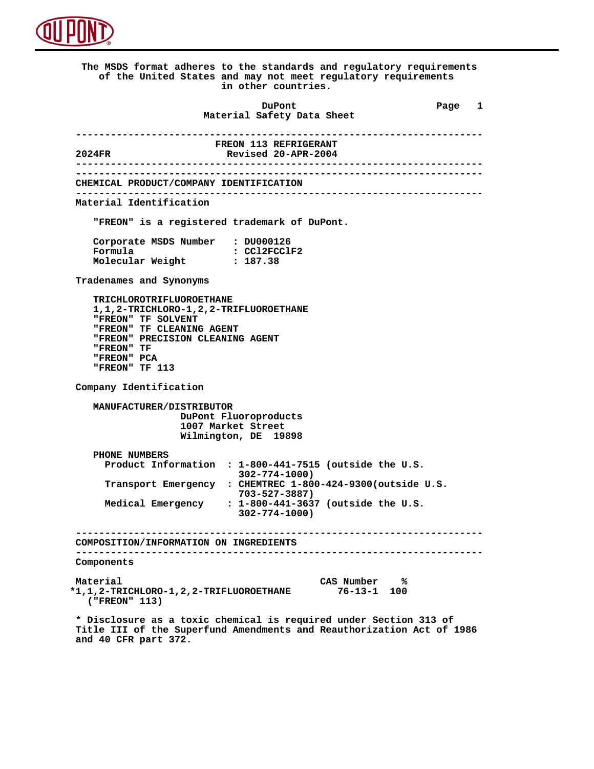The MSDS format adheres to the standards and regulatory requirements of the United States and may not meet regulatory requirements in other countries.

**DuPont**
**Material Safety Data Sheet**

---

# FREON 113 REFRIGERANT

2024FR — Revised 20-APR-2004

---

## CHEMICAL PRODUCT/COMPANY IDENTIFICATION

---

### Material Identification

"FREON" is a registered trademark of DuPont.

Corporate MSDS Number : DU000126
Formula : CCl2FCClF2
Molecular Weight : 187.38

### Tradenames and Synonyms

TRICHLOROTRIFLUOROETHANE
1,1,2-TRICHLORO-1,2,2-TRIFLUOROETHANE
"FREON" TF SOLVENT
"FREON" TF CLEANING AGENT
"FREON" PRECISION CLEANING AGENT
"FREON" TF
"FREON" PCA
"FREON" TF 113

### Company Identification

MANUFACTURER/DISTRIBUTOR
DuPont Fluoroproducts
1007 Market Street
Wilmington, DE 19898

PHONE NUMBERS
Product Information : 1-800-441-7515 (outside the U.S. 302-774-1000)
Transport Emergency : CHEMTREC 1-800-424-9300(outside U.S. 703-527-3887)
Medical Emergency : 1-800-441-3637 (outside the U.S. 302-774-1000)

---

## COMPOSITION/INFORMATION ON INGREDIENTS

---

### Components

| Material | CAS Number | % |
|---|---|---|
| *1,1,2-TRICHLORO-1,2,2-TRIFLUOROETHANE ("FREON" 113) | 76-13-1 | 100 |

* Disclosure as a toxic chemical is required under Section 313 of Title III of the Superfund Amendments and Reauthorization Act of 1986 and 40 CFR part 372.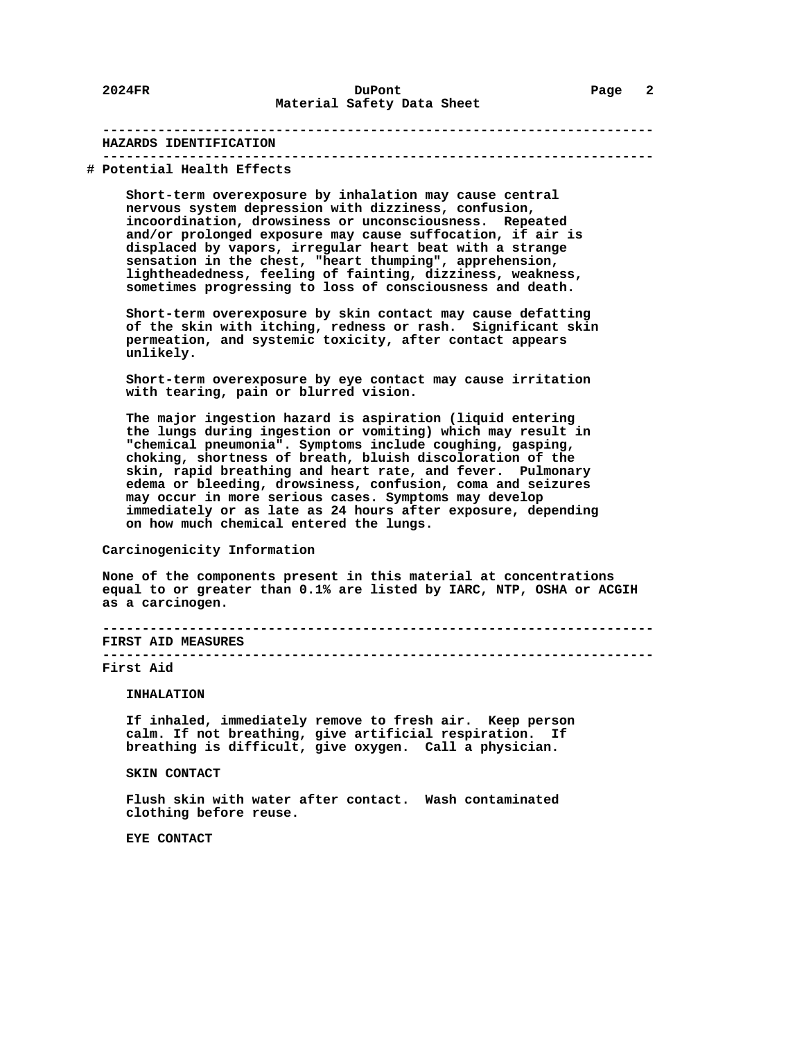## HAZARDS IDENTIFICATION

# Potential Health Effects

Short-term overexposure by inhalation may cause central nervous system depression with dizziness, confusion, incoordination, drowsiness or unconsciousness. Repeated and/or prolonged exposure may cause suffocation, if air is displaced by vapors, irregular heart beat with a strange sensation in the chest, "heart thumping", apprehension, lightheadedness, feeling of fainting, dizziness, weakness, sometimes progressing to loss of consciousness and death.

Short-term overexposure by skin contact may cause defatting of the skin with itching, redness or rash. Significant skin permeation, and systemic toxicity, after contact appears unlikely.

Short-term overexposure by eye contact may cause irritation with tearing, pain or blurred vision.

The major ingestion hazard is aspiration (liquid entering the lungs during ingestion or vomiting) which may result in "chemical pneumonia". Symptoms include coughing, gasping, choking, shortness of breath, bluish discoloration of the skin, rapid breathing and heart rate, and fever. Pulmonary edema or bleeding, drowsiness, confusion, coma and seizures may occur in more serious cases. Symptoms may develop immediately or as late as 24 hours after exposure, depending on how much chemical entered the lungs.

### Carcinogenicity Information

None of the components present in this material at concentrations equal to or greater than 0.1% are listed by IARC, NTP, OSHA or ACGIH as a carcinogen.

## FIRST AID MEASURES

### First Aid

**INHALATION**

If inhaled, immediately remove to fresh air. Keep person calm. If not breathing, give artificial respiration. If breathing is difficult, give oxygen. Call a physician.

**SKIN CONTACT**

Flush skin with water after contact. Wash contaminated clothing before reuse.

**EYE CONTACT**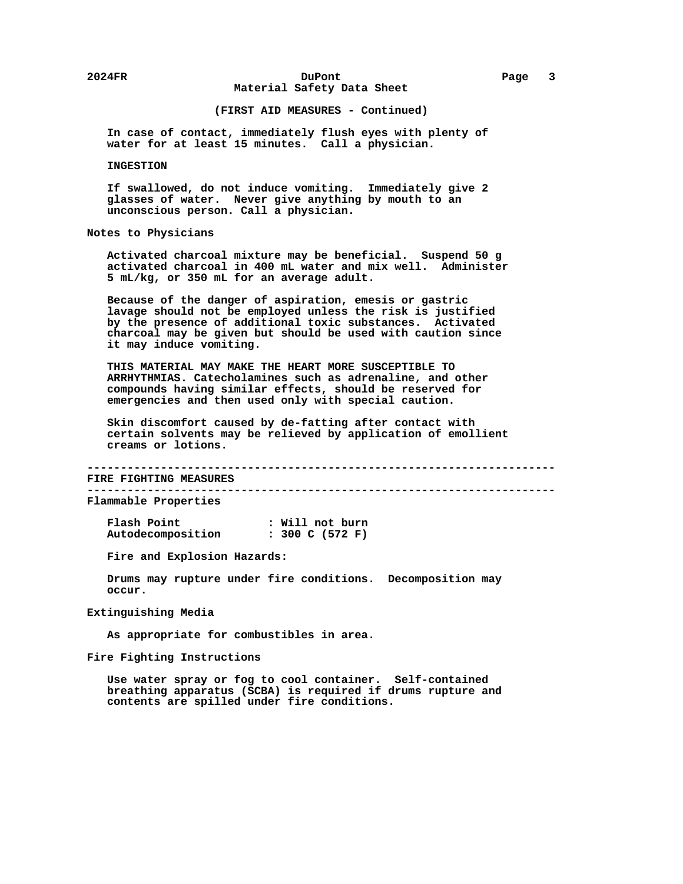(FIRST AID MEASURES - Continued)

In case of contact, immediately flush eyes with plenty of water for at least 15 minutes. Call a physician.

INGESTION

If swallowed, do not induce vomiting. Immediately give 2 glasses of water. Never give anything by mouth to an unconscious person. Call a physician.

### Notes to Physicians

Activated charcoal mixture may be beneficial. Suspend 50 g activated charcoal in 400 mL water and mix well. Administer 5 mL/kg, or 350 mL for an average adult.

Because of the danger of aspiration, emesis or gastric lavage should not be employed unless the risk is justified by the presence of additional toxic substances. Activated charcoal may be given but should be used with caution since it may induce vomiting.

THIS MATERIAL MAY MAKE THE HEART MORE SUSCEPTIBLE TO ARRHYTHMIAS. Catecholamines such as adrenaline, and other compounds having similar effects, should be reserved for emergencies and then used only with special caution.

Skin discomfort caused by de-fatting after contact with certain solvents may be relieved by application of emollient creams or lotions.

## FIRE FIGHTING MEASURES

### Flammable Properties

| | |
|---|---|
| Flash Point | : Will not burn |
| Autodecomposition | : 300 C (572 F) |

Fire and Explosion Hazards:

Drums may rupture under fire conditions. Decomposition may occur.

### Extinguishing Media

As appropriate for combustibles in area.

### Fire Fighting Instructions

Use water spray or fog to cool container. Self-contained breathing apparatus (SCBA) is required if drums rupture and contents are spilled under fire conditions.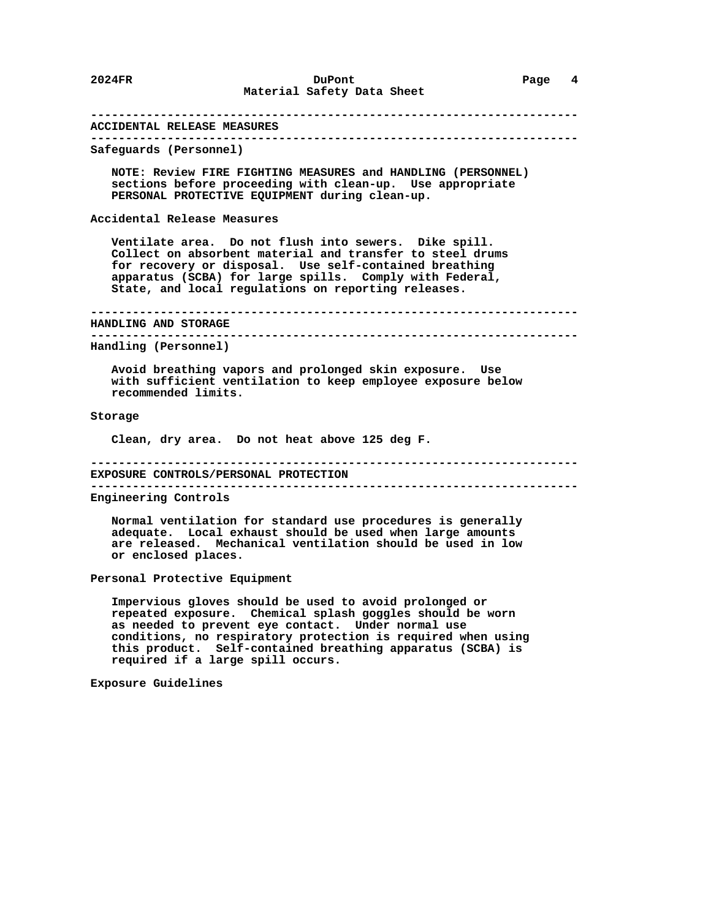## ACCIDENTAL RELEASE MEASURES

### Safeguards (Personnel)

NOTE: Review FIRE FIGHTING MEASURES and HANDLING (PERSONNEL) sections before proceeding with clean-up. Use appropriate PERSONAL PROTECTIVE EQUIPMENT during clean-up.

### Accidental Release Measures

Ventilate area. Do not flush into sewers. Dike spill. Collect on absorbent material and transfer to steel drums for recovery or disposal. Use self-contained breathing apparatus (SCBA) for large spills. Comply with Federal, State, and local regulations on reporting releases.

## HANDLING AND STORAGE

### Handling (Personnel)

Avoid breathing vapors and prolonged skin exposure. Use with sufficient ventilation to keep employee exposure below recommended limits.

### Storage

Clean, dry area. Do not heat above 125 deg F.

## EXPOSURE CONTROLS/PERSONAL PROTECTION

### Engineering Controls

Normal ventilation for standard use procedures is generally adequate. Local exhaust should be used when large amounts are released. Mechanical ventilation should be used in low or enclosed places.

### Personal Protective Equipment

Impervious gloves should be used to avoid prolonged or repeated exposure. Chemical splash goggles should be worn as needed to prevent eye contact. Under normal use conditions, no respiratory protection is required when using this product. Self-contained breathing apparatus (SCBA) is required if a large spill occurs.

### Exposure Guidelines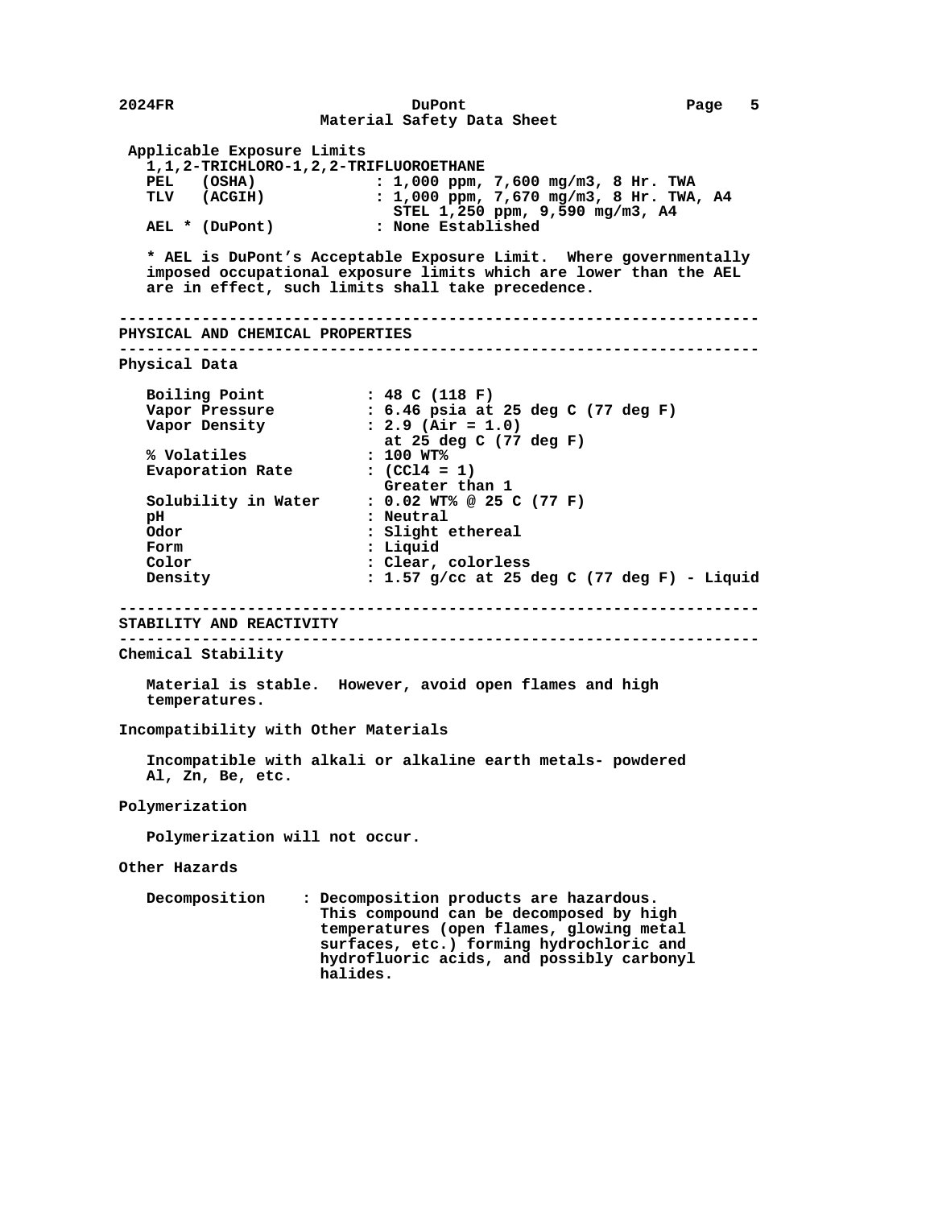### Applicable Exposure Limits

**1,1,2-TRICHLORO-1,2,2-TRIFLUOROETHANE**

| | |
|---|---|
| PEL (OSHA) | : 1,000 ppm, 7,600 mg/m3, 8 Hr. TWA |
| TLV (ACGIH) | : 1,000 ppm, 7,670 mg/m3, 8 Hr. TWA, A4<br>STEL 1,250 ppm, 9,590 mg/m3, A4 |
| AEL * (DuPont) | : None Established |

\* AEL is DuPont's Acceptable Exposure Limit. Where governmentally imposed occupational exposure limits which are lower than the AEL are in effect, such limits shall take precedence.

---

## PHYSICAL AND CHEMICAL PROPERTIES

---

### Physical Data

| | |
|---|---|
| Boiling Point | : 48 C (118 F) |
| Vapor Pressure | : 6.46 psia at 25 deg C (77 deg F) |
| Vapor Density | : 2.9 (Air = 1.0)<br>at 25 deg C (77 deg F) |
| % Volatiles | : 100 WT% |
| Evaporation Rate | : ($CCl_4$ = 1)<br>Greater than 1 |
| Solubility in Water | : 0.02 WT% @ 25 C (77 F) |
| pH | : Neutral |
| Odor | : Slight ethereal |
| Form | : Liquid |
| Color | : Clear, colorless |
| Density | : 1.57 g/cc at 25 deg C (77 deg F) - Liquid |

---

## STABILITY AND REACTIVITY

---

### Chemical Stability

Material is stable. However, avoid open flames and high temperatures.

### Incompatibility with Other Materials

Incompatible with alkali or alkaline earth metals- powdered Al, Zn, Be, etc.

### Polymerization

Polymerization will not occur.

### Other Hazards

Decomposition : Decomposition products are hazardous. This compound can be decomposed by high temperatures (open flames, glowing metal surfaces, etc.) forming hydrochloric and hydrofluoric acids, and possibly carbonyl halides.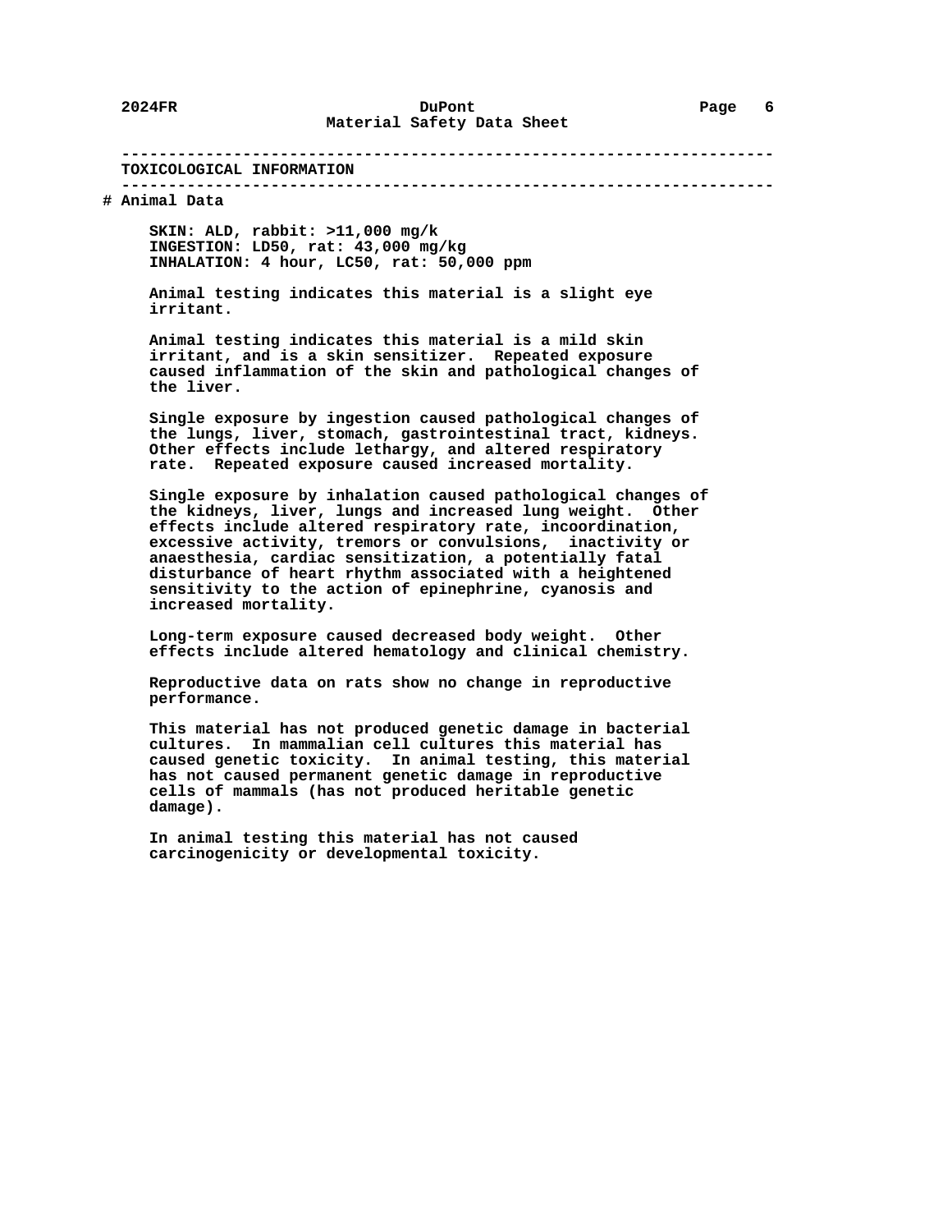## TOXICOLOGICAL INFORMATION

# Animal Data

SKIN: ALD, rabbit: >11,000 mg/k
INGESTION: LD50, rat: 43,000 mg/kg
INHALATION: 4 hour, LC50, rat: 50,000 ppm

Animal testing indicates this material is a slight eye irritant.

Animal testing indicates this material is a mild skin irritant, and is a skin sensitizer. Repeated exposure caused inflammation of the skin and pathological changes of the liver.

Single exposure by ingestion caused pathological changes of the lungs, liver, stomach, gastrointestinal tract, kidneys. Other effects include lethargy, and altered respiratory rate. Repeated exposure caused increased mortality.

Single exposure by inhalation caused pathological changes of the kidneys, liver, lungs and increased lung weight. Other effects include altered respiratory rate, incoordination, excessive activity, tremors or convulsions, inactivity or anaesthesia, cardiac sensitization, a potentially fatal disturbance of heart rhythm associated with a heightened sensitivity to the action of epinephrine, cyanosis and increased mortality.

Long-term exposure caused decreased body weight. Other effects include altered hematology and clinical chemistry.

Reproductive data on rats show no change in reproductive performance.

This material has not produced genetic damage in bacterial cultures. In mammalian cell cultures this material has caused genetic toxicity. In animal testing, this material has not caused permanent genetic damage in reproductive cells of mammals (has not produced heritable genetic damage).

In animal testing this material has not caused carcinogenicity or developmental toxicity.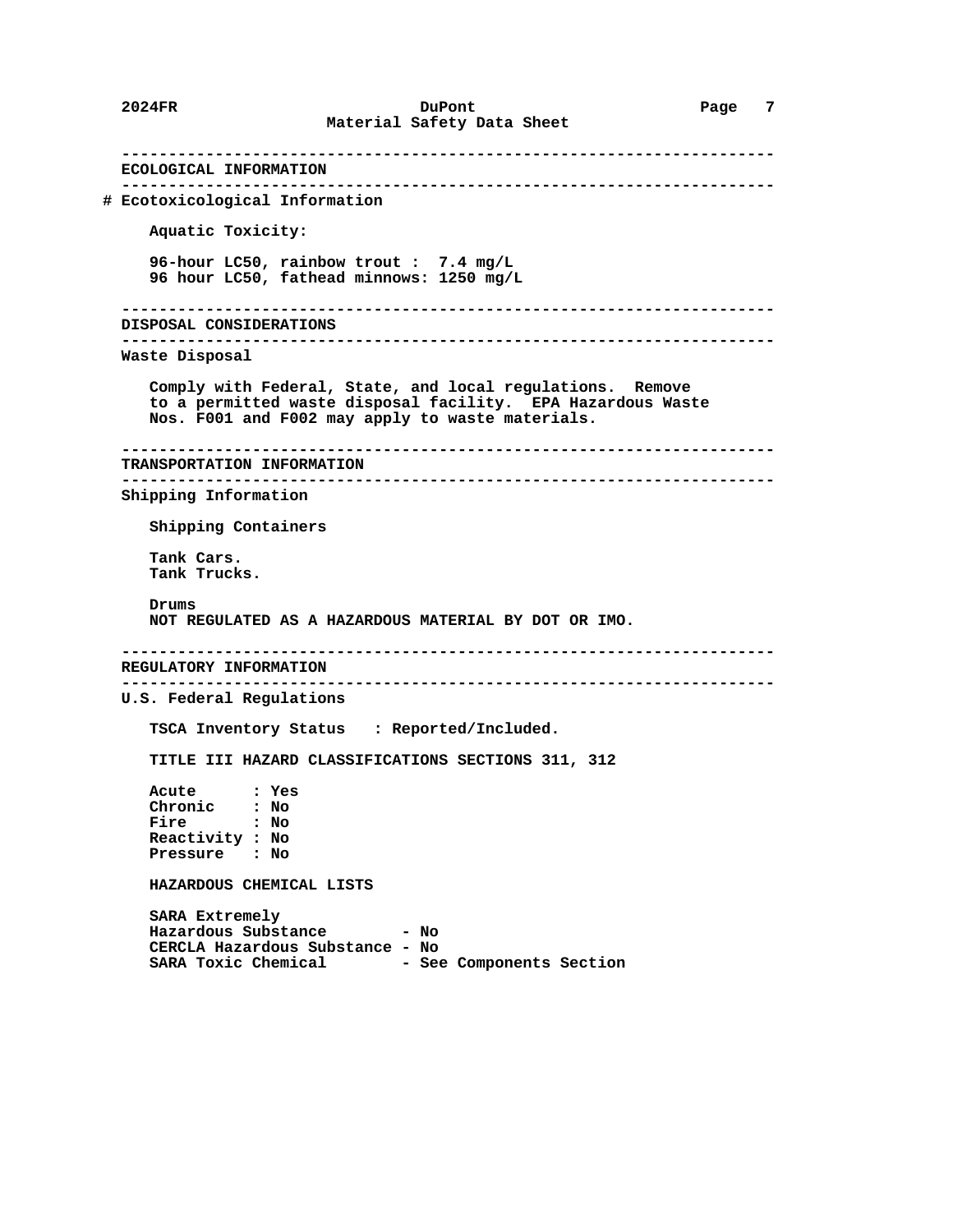## ECOLOGICAL INFORMATION

# Ecotoxicological Information

Aquatic Toxicity:

96-hour LC50, rainbow trout : 7.4 mg/L
96 hour LC50, fathead minnows: 1250 mg/L

## DISPOSAL CONSIDERATIONS

### Waste Disposal

Comply with Federal, State, and local regulations. Remove to a permitted waste disposal facility. EPA Hazardous Waste Nos. F001 and F002 may apply to waste materials.

## TRANSPORTATION INFORMATION

### Shipping Information

Shipping Containers

Tank Cars.
Tank Trucks.

Drums
NOT REGULATED AS A HAZARDOUS MATERIAL BY DOT OR IMO.

## REGULATORY INFORMATION

### U.S. Federal Regulations

TSCA Inventory Status : Reported/Included.

TITLE III HAZARD CLASSIFICATIONS SECTIONS 311, 312

Acute : Yes
Chronic : No
Fire : No
Reactivity : No
Pressure : No

HAZARDOUS CHEMICAL LISTS

SARA Extremely
Hazardous Substance - No
CERCLA Hazardous Substance - No
SARA Toxic Chemical - See Components Section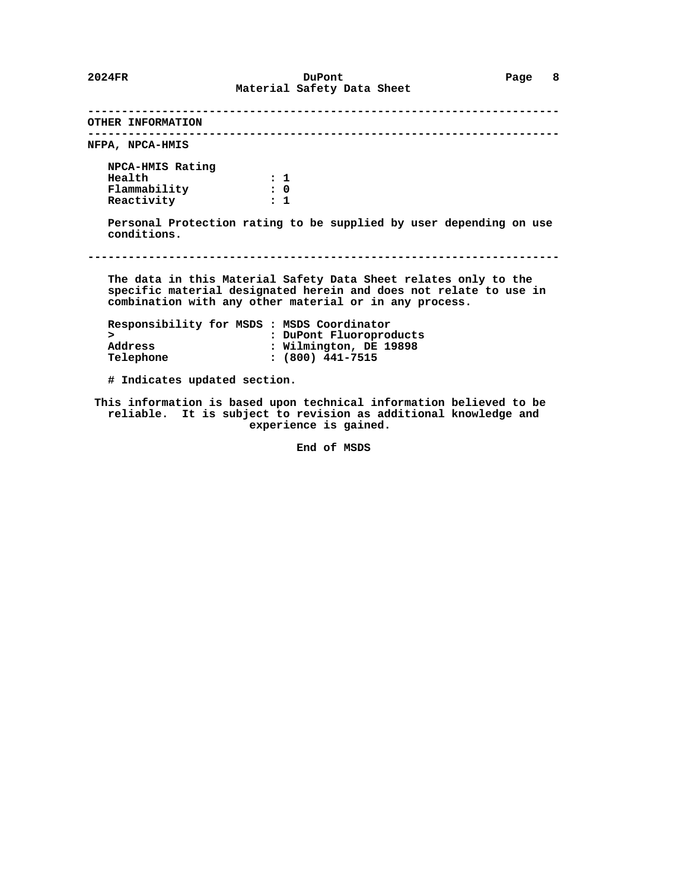## OTHER INFORMATION

### NFPA, NPCA-HMIS

NPCA-HMIS Rating

| | |
|---|---|
| Health | : 1 |
| Flammability | : 0 |
| Reactivity | : 1 |

Personal Protection rating to be supplied by user depending on use conditions.

---

The data in this Material Safety Data Sheet relates only to the specific material designated herein and does not relate to use in combination with any other material or in any process.

| | |
|---|---|
| Responsibility for MSDS | : MSDS Coordinator |
| > | : DuPont Fluoroproducts |
| Address | : Wilmington, DE 19898 |
| Telephone | : (800) 441-7515 |

# Indicates updated section.

This information is based upon technical information believed to be reliable. It is subject to revision as additional knowledge and experience is gained.

End of MSDS